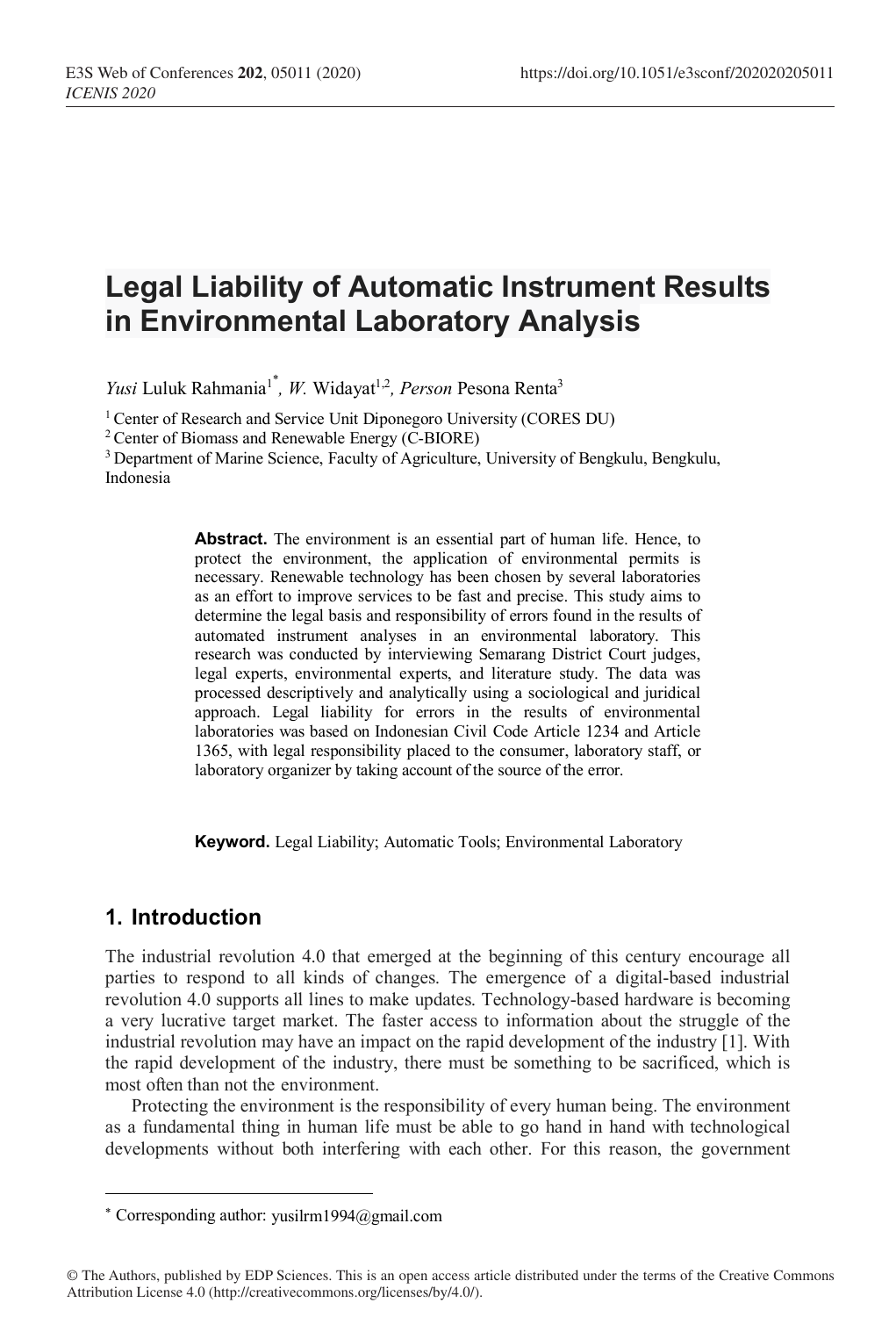# Legal Liability of Automatic Instrument Results in Environmental Laboratory Analysis

*Yusi* Luluk Rahmania[1*], *W.* Widayat[1,2], *Person* Pesona Renta[3]

[1] Center of Research and Service Unit Diponegoro University (CORES DU)

[2] Center of Biomass and Renewable Energy (C-BIORE)

[3] Department of Marine Science, Faculty of Agriculture, University of Bengkulu, Bengkulu, Indonesia

**Abstract.** The environment is an essential part of human life. Hence, to protect the environment, the application of environmental permits is necessary. Renewable technology has been chosen by several laboratories as an effort to improve services to be fast and precise. This study aims to determine the legal basis and responsibility of errors found in the results of automated instrument analyses in an environmental laboratory. This research was conducted by interviewing Semarang District Court judges, legal experts, environmental experts, and literature study. The data was processed descriptively and analytically using a sociological and juridical approach. Legal liability for errors in the results of environmental laboratories was based on Indonesian Civil Code Article 1234 and Article 1365, with legal responsibility placed to the consumer, laboratory staff, or laboratory organizer by taking account of the source of the error.

**Keyword.** Legal Liability; Automatic Tools; Environmental Laboratory

## 1. Introduction

The industrial revolution 4.0 that emerged at the beginning of this century encourage all parties to respond to all kinds of changes. The emergence of a digital-based industrial revolution 4.0 supports all lines to make updates. Technology-based hardware is becoming a very lucrative target market. The faster access to information about the struggle of the industrial revolution may have an impact on the rapid development of the industry [1]. With the rapid development of the industry, there must be something to be sacrificed, which is most often than not the environment.

Protecting the environment is the responsibility of every human being. The environment as a fundamental thing in human life must be able to go hand in hand with technological developments without both interfering with each other. For this reason, the government

* Corresponding author: yusilrm1994@gmail.com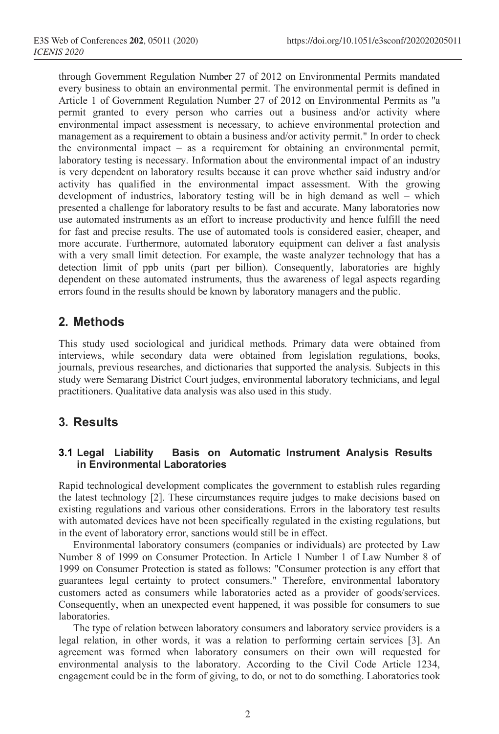through Government Regulation Number 27 of 2012 on Environmental Permits mandated every business to obtain an environmental permit. The environmental permit is defined in Article 1 of Government Regulation Number 27 of 2012 on Environmental Permits as "a permit granted to every person who carries out a business and/or activity where environmental impact assessment is necessary, to achieve environmental protection and management as a requirement to obtain a business and/or activity permit." In order to check the environmental impact – as a requirement for obtaining an environmental permit, laboratory testing is necessary. Information about the environmental impact of an industry is very dependent on laboratory results because it can prove whether said industry and/or activity has qualified in the environmental impact assessment. With the growing development of industries, laboratory testing will be in high demand as well – which presented a challenge for laboratory results to be fast and accurate. Many laboratories now use automated instruments as an effort to increase productivity and hence fulfill the need for fast and precise results. The use of automated tools is considered easier, cheaper, and more accurate. Furthermore, automated laboratory equipment can deliver a fast analysis with a very small limit detection. For example, the waste analyzer technology that has a detection limit of ppb units (part per billion). Consequently, laboratories are highly dependent on these automated instruments, thus the awareness of legal aspects regarding errors found in the results should be known by laboratory managers and the public.

## 2. Methods

This study used sociological and juridical methods. Primary data were obtained from interviews, while secondary data were obtained from legislation regulations, books, journals, previous researches, and dictionaries that supported the analysis. Subjects in this study were Semarang District Court judges, environmental laboratory technicians, and legal practitioners. Qualitative data analysis was also used in this study.

## 3. Results

### 3.1 Legal Liability Basis on Automatic Instrument Analysis Results in Environmental Laboratories

Rapid technological development complicates the government to establish rules regarding the latest technology [2]. These circumstances require judges to make decisions based on existing regulations and various other considerations. Errors in the laboratory test results with automated devices have not been specifically regulated in the existing regulations, but in the event of laboratory error, sanctions would still be in effect.

Environmental laboratory consumers (companies or individuals) are protected by Law Number 8 of 1999 on Consumer Protection. In Article 1 Number 1 of Law Number 8 of 1999 on Consumer Protection is stated as follows: "Consumer protection is any effort that guarantees legal certainty to protect consumers." Therefore, environmental laboratory customers acted as consumers while laboratories acted as a provider of goods/services. Consequently, when an unexpected event happened, it was possible for consumers to sue laboratories.

The type of relation between laboratory consumers and laboratory service providers is a legal relation, in other words, it was a relation to performing certain services [3]. An agreement was formed when laboratory consumers on their own will requested for environmental analysis to the laboratory. According to the Civil Code Article 1234, engagement could be in the form of giving, to do, or not to do something. Laboratories took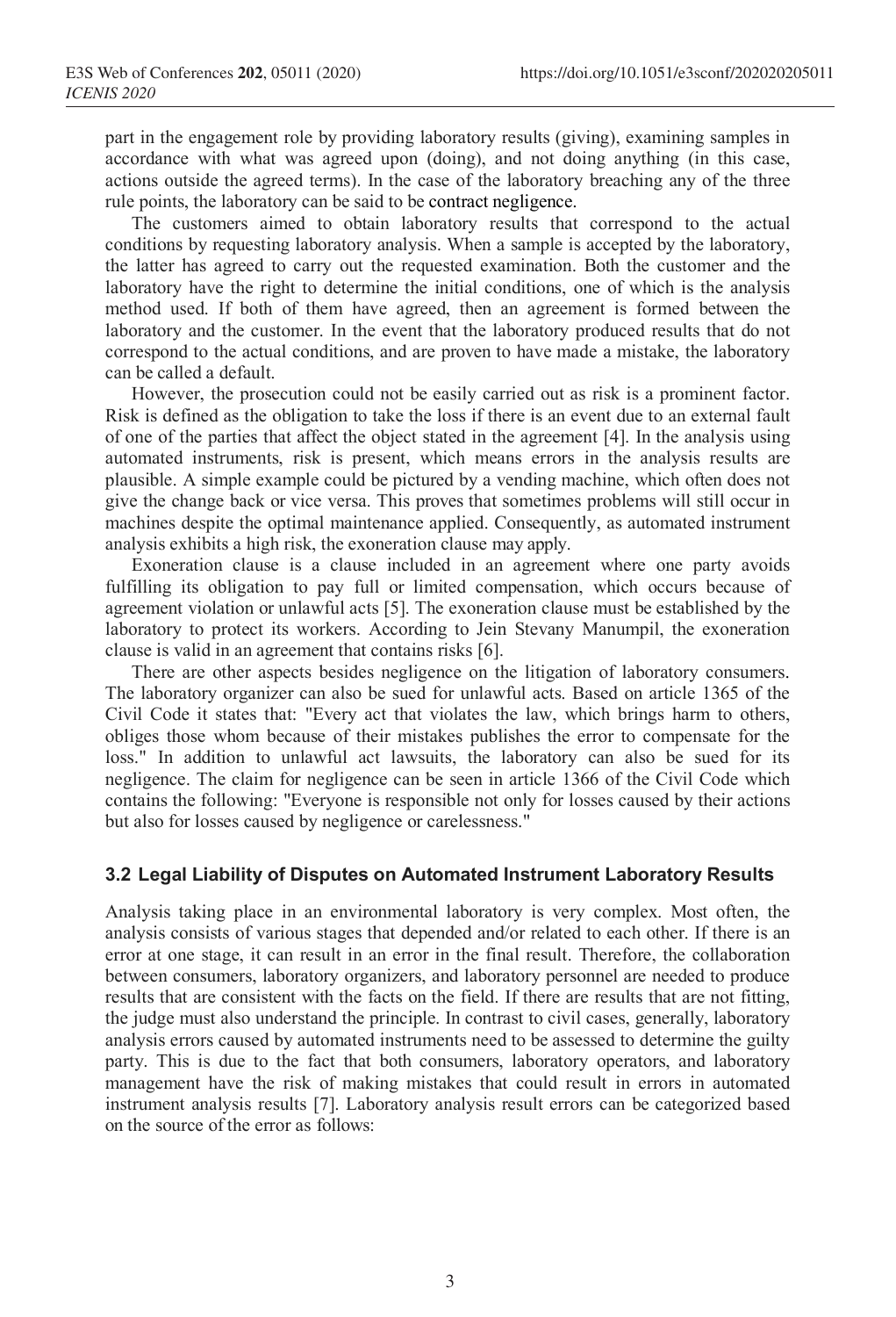part in the engagement role by providing laboratory results (giving), examining samples in accordance with what was agreed upon (doing), and not doing anything (in this case, actions outside the agreed terms). In the case of the laboratory breaching any of the three rule points, the laboratory can be said to be contract negligence.

The customers aimed to obtain laboratory results that correspond to the actual conditions by requesting laboratory analysis. When a sample is accepted by the laboratory, the latter has agreed to carry out the requested examination. Both the customer and the laboratory have the right to determine the initial conditions, one of which is the analysis method used. If both of them have agreed, then an agreement is formed between the laboratory and the customer. In the event that the laboratory produced results that do not correspond to the actual conditions, and are proven to have made a mistake, the laboratory can be called a default.

However, the prosecution could not be easily carried out as risk is a prominent factor. Risk is defined as the obligation to take the loss if there is an event due to an external fault of one of the parties that affect the object stated in the agreement [4]. In the analysis using automated instruments, risk is present, which means errors in the analysis results are plausible. A simple example could be pictured by a vending machine, which often does not give the change back or vice versa. This proves that sometimes problems will still occur in machines despite the optimal maintenance applied. Consequently, as automated instrument analysis exhibits a high risk, the exoneration clause may apply.

Exoneration clause is a clause included in an agreement where one party avoids fulfilling its obligation to pay full or limited compensation, which occurs because of agreement violation or unlawful acts [5]. The exoneration clause must be established by the laboratory to protect its workers. According to Jein Stevany Manumpil, the exoneration clause is valid in an agreement that contains risks [6].

There are other aspects besides negligence on the litigation of laboratory consumers. The laboratory organizer can also be sued for unlawful acts. Based on article 1365 of the Civil Code it states that: "Every act that violates the law, which brings harm to others, obliges those whom because of their mistakes publishes the error to compensate for the loss." In addition to unlawful act lawsuits, the laboratory can also be sued for its negligence. The claim for negligence can be seen in article 1366 of the Civil Code which contains the following: "Everyone is responsible not only for losses caused by their actions but also for losses caused by negligence or carelessness."

### 3.2 Legal Liability of Disputes on Automated Instrument Laboratory Results

Analysis taking place in an environmental laboratory is very complex. Most often, the analysis consists of various stages that depended and/or related to each other. If there is an error at one stage, it can result in an error in the final result. Therefore, the collaboration between consumers, laboratory organizers, and laboratory personnel are needed to produce results that are consistent with the facts on the field. If there are results that are not fitting, the judge must also understand the principle. In contrast to civil cases, generally, laboratory analysis errors caused by automated instruments need to be assessed to determine the guilty party. This is due to the fact that both consumers, laboratory operators, and laboratory management have the risk of making mistakes that could result in errors in automated instrument analysis results [7]. Laboratory analysis result errors can be categorized based on the source of the error as follows: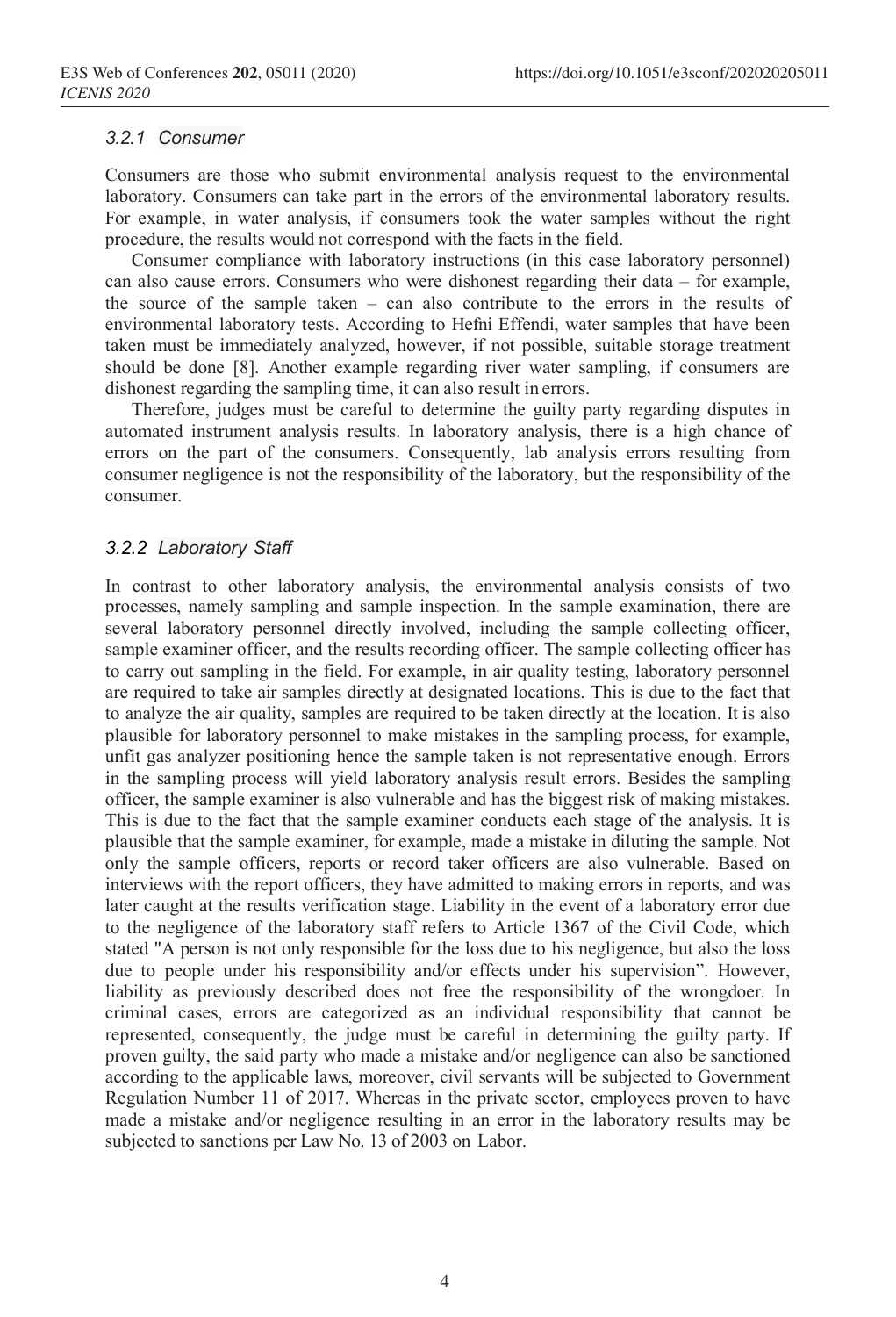#### *3.2.1 Consumer*

Consumers are those who submit environmental analysis request to the environmental laboratory. Consumers can take part in the errors of the environmental laboratory results. For example, in water analysis, if consumers took the water samples without the right procedure, the results would not correspond with the facts in the field.

Consumer compliance with laboratory instructions (in this case laboratory personnel) can also cause errors. Consumers who were dishonest regarding their data – for example, the source of the sample taken – can also contribute to the errors in the results of environmental laboratory tests. According to Hefni Effendi, water samples that have been taken must be immediately analyzed, however, if not possible, suitable storage treatment should be done [8]. Another example regarding river water sampling, if consumers are dishonest regarding the sampling time, it can also result in errors.

Therefore, judges must be careful to determine the guilty party regarding disputes in automated instrument analysis results. In laboratory analysis, there is a high chance of errors on the part of the consumers. Consequently, lab analysis errors resulting from consumer negligence is not the responsibility of the laboratory, but the responsibility of the consumer.

#### *3.2.2 Laboratory Staff*

In contrast to other laboratory analysis, the environmental analysis consists of two processes, namely sampling and sample inspection. In the sample examination, there are several laboratory personnel directly involved, including the sample collecting officer, sample examiner officer, and the results recording officer. The sample collecting officer has to carry out sampling in the field. For example, in air quality testing, laboratory personnel are required to take air samples directly at designated locations. This is due to the fact that to analyze the air quality, samples are required to be taken directly at the location. It is also plausible for laboratory personnel to make mistakes in the sampling process, for example, unfit gas analyzer positioning hence the sample taken is not representative enough. Errors in the sampling process will yield laboratory analysis result errors. Besides the sampling officer, the sample examiner is also vulnerable and has the biggest risk of making mistakes. This is due to the fact that the sample examiner conducts each stage of the analysis. It is plausible that the sample examiner, for example, made a mistake in diluting the sample. Not only the sample officers, reports or record taker officers are also vulnerable. Based on interviews with the report officers, they have admitted to making errors in reports, and was later caught at the results verification stage. Liability in the event of a laboratory error due to the negligence of the laboratory staff refers to Article 1367 of the Civil Code, which stated "A person is not only responsible for the loss due to his negligence, but also the loss due to people under his responsibility and/or effects under his supervision". However, liability as previously described does not free the responsibility of the wrongdoer. In criminal cases, errors are categorized as an individual responsibility that cannot be represented, consequently, the judge must be careful in determining the guilty party. If proven guilty, the said party who made a mistake and/or negligence can also be sanctioned according to the applicable laws, moreover, civil servants will be subjected to Government Regulation Number 11 of 2017. Whereas in the private sector, employees proven to have made a mistake and/or negligence resulting in an error in the laboratory results may be subjected to sanctions per Law No. 13 of 2003 on Labor.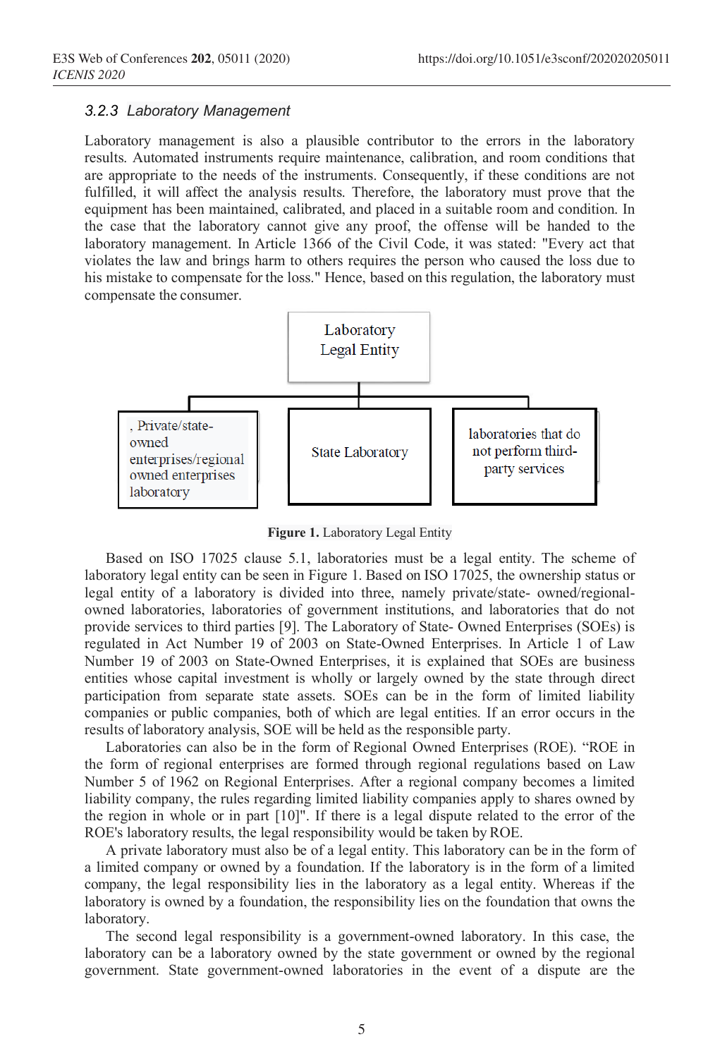### 3.2.3 *Laboratory Management*

Laboratory management is also a plausible contributor to the errors in the laboratory results. Automated instruments require maintenance, calibration, and room conditions that are appropriate to the needs of the instruments. Consequently, if these conditions are not fulfilled, it will affect the analysis results. Therefore, the laboratory must prove that the equipment has been maintained, calibrated, and placed in a suitable room and condition. In the case that the laboratory cannot give any proof, the offense will be handed to the laboratory management. In Article 1366 of the Civil Code, it was stated: "Every act that violates the law and brings harm to others requires the person who caused the loss due to his mistake to compensate for the loss." Hence, based on this regulation, the laboratory must compensate the consumer.

Laboratory Legal Entity

, Private/state-owned enterprises/regional owned enterprises laboratory | State Laboratory | laboratories that do not perform third-party services

**Figure 1.** Laboratory Legal Entity

Based on ISO 17025 clause 5.1, laboratories must be a legal entity. The scheme of laboratory legal entity can be seen in Figure 1. Based on ISO 17025, the ownership status or legal entity of a laboratory is divided into three, namely private/state- owned/regional-owned laboratories, laboratories of government institutions, and laboratories that do not provide services to third parties [9]. The Laboratory of State- Owned Enterprises (SOEs) is regulated in Act Number 19 of 2003 on State-Owned Enterprises. In Article 1 of Law Number 19 of 2003 on State-Owned Enterprises, it is explained that SOEs are business entities whose capital investment is wholly or largely owned by the state through direct participation from separate state assets. SOEs can be in the form of limited liability companies or public companies, both of which are legal entities. If an error occurs in the results of laboratory analysis, SOE will be held as the responsible party.

Laboratories can also be in the form of Regional Owned Enterprises (ROE). "ROE in the form of regional enterprises are formed through regional regulations based on Law Number 5 of 1962 on Regional Enterprises. After a regional company becomes a limited liability company, the rules regarding limited liability companies apply to shares owned by the region in whole or in part [10]". If there is a legal dispute related to the error of the ROE's laboratory results, the legal responsibility would be taken by ROE.

A private laboratory must also be of a legal entity. This laboratory can be in the form of a limited company or owned by a foundation. If the laboratory is in the form of a limited company, the legal responsibility lies in the laboratory as a legal entity. Whereas if the laboratory is owned by a foundation, the responsibility lies on the foundation that owns the laboratory.

The second legal responsibility is a government-owned laboratory. In this case, the laboratory can be a laboratory owned by the state government or owned by the regional government. State government-owned laboratories in the event of a dispute are the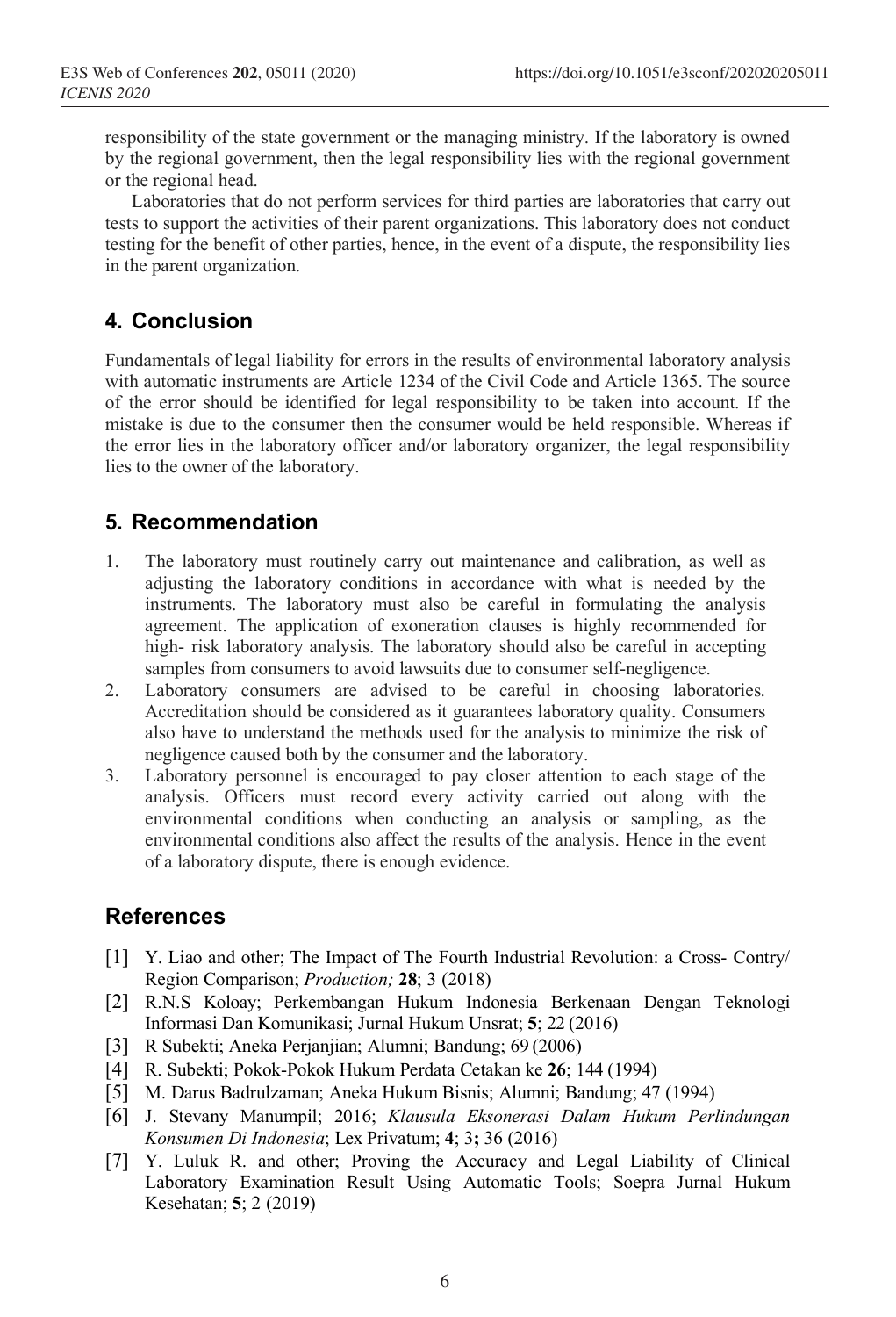responsibility of the state government or the managing ministry. If the laboratory is owned by the regional government, then the legal responsibility lies with the regional government or the regional head.

Laboratories that do not perform services for third parties are laboratories that carry out tests to support the activities of their parent organizations. This laboratory does not conduct testing for the benefit of other parties, hence, in the event of a dispute, the responsibility lies in the parent organization.

## 4. Conclusion

Fundamentals of legal liability for errors in the results of environmental laboratory analysis with automatic instruments are Article 1234 of the Civil Code and Article 1365. The source of the error should be identified for legal responsibility to be taken into account. If the mistake is due to the consumer then the consumer would be held responsible. Whereas if the error lies in the laboratory officer and/or laboratory organizer, the legal responsibility lies to the owner of the laboratory.

## 5. Recommendation

1. The laboratory must routinely carry out maintenance and calibration, as well as adjusting the laboratory conditions in accordance with what is needed by the instruments. The laboratory must also be careful in formulating the analysis agreement. The application of exoneration clauses is highly recommended for high- risk laboratory analysis. The laboratory should also be careful in accepting samples from consumers to avoid lawsuits due to consumer self-negligence.
2. Laboratory consumers are advised to be careful in choosing laboratories. Accreditation should be considered as it guarantees laboratory quality. Consumers also have to understand the methods used for the analysis to minimize the risk of negligence caused both by the consumer and the laboratory.
3. Laboratory personnel is encouraged to pay closer attention to each stage of the analysis. Officers must record every activity carried out along with the environmental conditions when conducting an analysis or sampling, as the environmental conditions also affect the results of the analysis. Hence in the event of a laboratory dispute, there is enough evidence.

## References

[1] Y. Liao and other; The Impact of The Fourth Industrial Revolution: a Cross- Contry/ Region Comparison; *Production;* **28**; 3 (2018)

[2] R.N.S Koloay; Perkembangan Hukum Indonesia Berkenaan Dengan Teknologi Informasi Dan Komunikasi; Jurnal Hukum Unsrat; **5**; 22 (2016)

[3] R Subekti; Aneka Perjanjian; Alumni; Bandung; 69 (2006)

[4] R. Subekti; Pokok-Pokok Hukum Perdata Cetakan ke **26**; 144 (1994)

[5] M. Darus Badrulzaman; Aneka Hukum Bisnis; Alumni; Bandung; 47 (1994)

[6] J. Stevany Manumpil; 2016; *Klausula Eksonerasi Dalam Hukum Perlindungan Konsumen Di Indonesia*; Lex Privatum; **4**; 3**;** 36 (2016)

[7] Y. Luluk R. and other; Proving the Accuracy and Legal Liability of Clinical Laboratory Examination Result Using Automatic Tools; Soepra Jurnal Hukum Kesehatan; **5**; 2 (2019)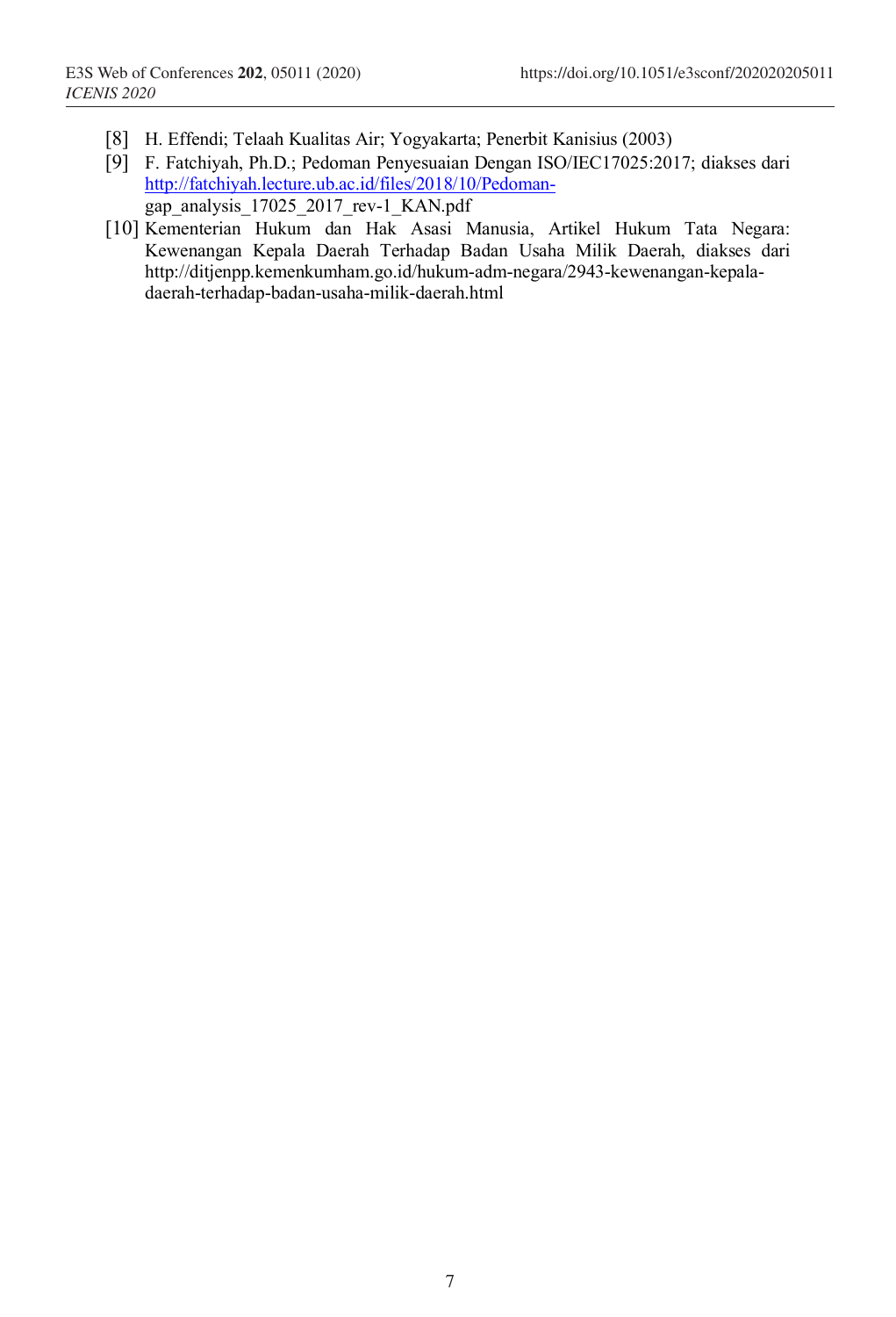[8] H. Effendi; Telaah Kualitas Air; Yogyakarta; Penerbit Kanisius (2003)

[9] F. Fatchiyah, Ph.D.; Pedoman Penyesuaian Dengan ISO/IEC17025:2017; diakses dari http://fatchiyah.lecture.ub.ac.id/files/2018/10/Pedoman-gap_analysis_17025_2017_rev-1_KAN.pdf

[10] Kementerian Hukum dan Hak Asasi Manusia, Artikel Hukum Tata Negara: Kewenangan Kepala Daerah Terhadap Badan Usaha Milik Daerah, diakses dari http://ditjenpp.kemenkumham.go.id/hukum-adm-negara/2943-kewenangan-kepala-daerah-terhadap-badan-usaha-milik-daerah.html